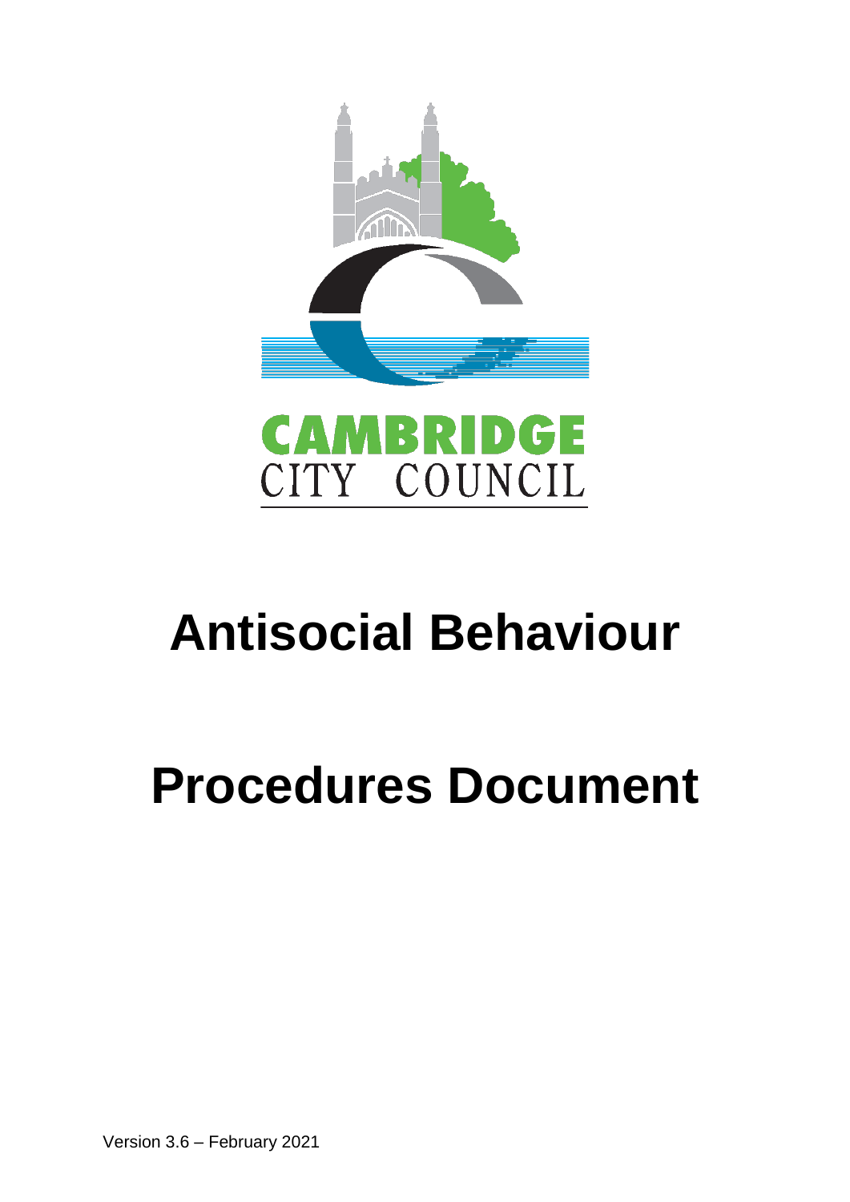CAMBRIDGE CITY COUNCIL

# Antisocial Behaviour

# Procedures Document

Version 3.6 – February 2021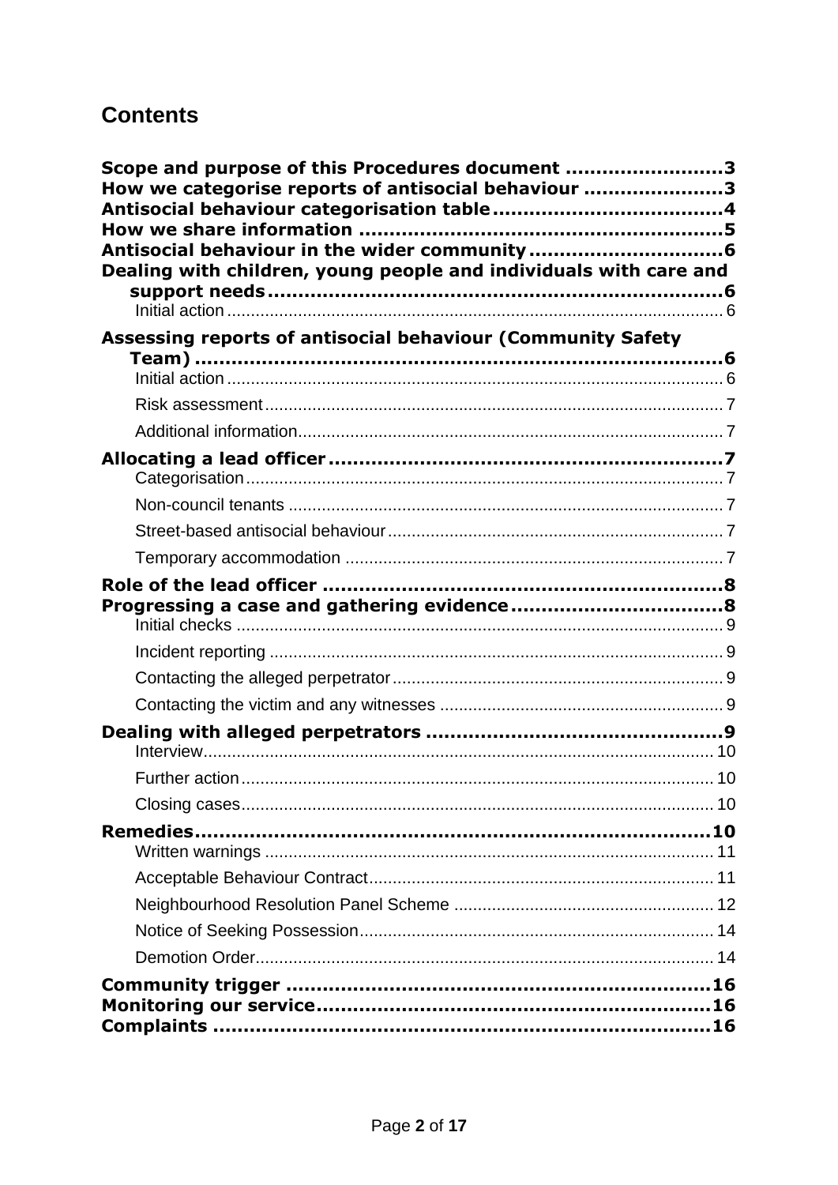# Contents

**Scope and purpose of this Procedures document** ......................... **3**
**How we categorise reports of antisocial behaviour** ...................... **3**
**Antisocial behaviour categorisation table** ..................................... **4**
**How we share information** ........................................................... **5**
**Antisocial behaviour in the wider community** ............................... **6**
**Dealing with children, young people and individuals with care and support needs** ........................................................................... **6**

- Initial action ........................................................................................ 6

**Assessing reports of antisocial behaviour (Community Safety Team)** ....................................................................................... **6**

- Initial action ........................................................................................ 6
- Risk assessment ................................................................................. 7
- Additional information......................................................................... 7

**Allocating a lead officer** ................................................................. **7**

- Categorisation ..................................................................................... 7
- Non-council tenants ............................................................................ 7
- Street-based antisocial behaviour ....................................................... 7
- Temporary accommodation ................................................................ 7

**Role of the lead officer** .................................................................. **8**
**Progressing a case and gathering evidence** ................................... **8**

- Initial checks ....................................................................................... 9
- Incident reporting ............................................................................... 9
- Contacting the alleged perpetrator ...................................................... 9
- Contacting the victim and any witnesses ............................................ 9

**Dealing with alleged perpetrators** ................................................. **9**

- Interview ............................................................................................. 10
- Further action ..................................................................................... 10
- Closing cases ..................................................................................... 10

**Remedies** ...................................................................................... **10**

- Written warnings ................................................................................ 11
- Acceptable Behaviour Contract .......................................................... 11
- Neighbourhood Resolution Panel Scheme ......................................... 12
- Notice of Seeking Possession ............................................................ 14
- Demotion Order ................................................................................. 14

**Community trigger** ........................................................................ **16**
**Monitoring our service** .................................................................. **16**
**Complaints** .................................................................................... **16**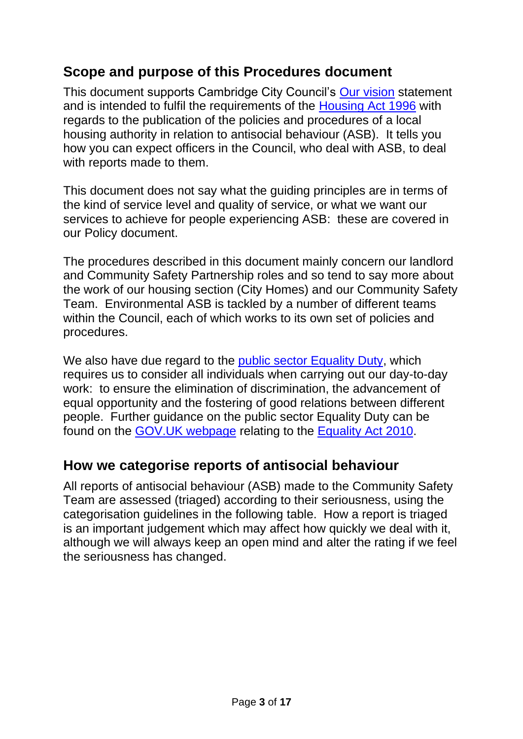## Scope and purpose of this Procedures document

This document supports Cambridge City Council's Our vision statement and is intended to fulfil the requirements of the Housing Act 1996 with regards to the publication of the policies and procedures of a local housing authority in relation to antisocial behaviour (ASB). It tells you how you can expect officers in the Council, who deal with ASB, to deal with reports made to them.

This document does not say what the guiding principles are in terms of the kind of service level and quality of service, or what we want our services to achieve for people experiencing ASB: these are covered in our Policy document.

The procedures described in this document mainly concern our landlord and Community Safety Partnership roles and so tend to say more about the work of our housing section (City Homes) and our Community Safety Team. Environmental ASB is tackled by a number of different teams within the Council, each of which works to its own set of policies and procedures.

We also have due regard to the public sector Equality Duty, which requires us to consider all individuals when carrying out our day-to-day work: to ensure the elimination of discrimination, the advancement of equal opportunity and the fostering of good relations between different people. Further guidance on the public sector Equality Duty can be found on the GOV.UK webpage relating to the Equality Act 2010.

## How we categorise reports of antisocial behaviour

All reports of antisocial behaviour (ASB) made to the Community Safety Team are assessed (triaged) according to their seriousness, using the categorisation guidelines in the following table. How a report is triaged is an important judgement which may affect how quickly we deal with it, although we will always keep an open mind and alter the rating if we feel the seriousness has changed.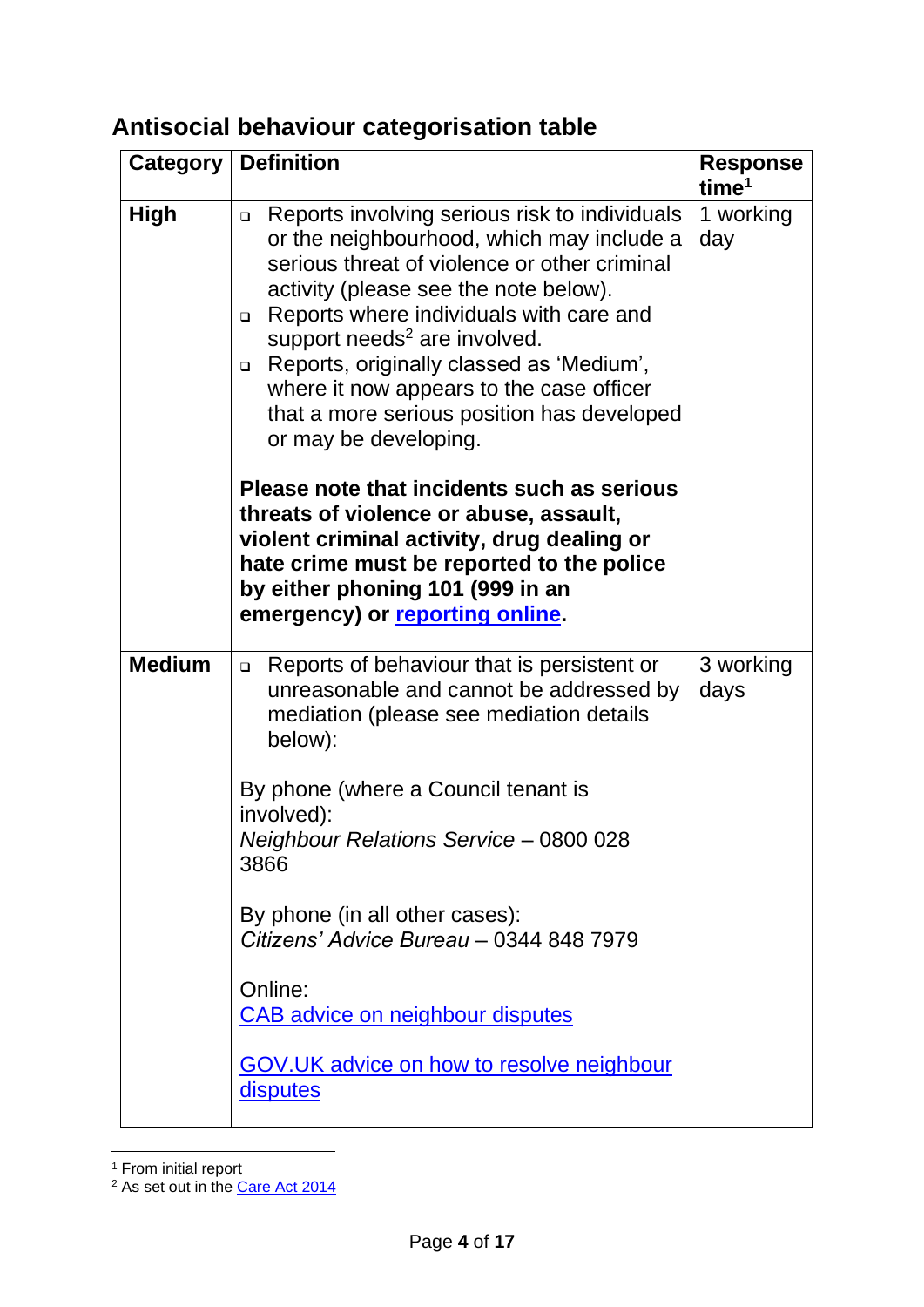## Antisocial behaviour categorisation table

| Category | Definition | Response time[1] |
|---|---|---|
| **High** | ▫ Reports involving serious risk to individuals or the neighbourhood, which may include a serious threat of violence or other criminal activity (please see the note below).<br>▫ Reports where individuals with care and support needs[2] are involved.<br>▫ Reports, originally classed as 'Medium', where it now appears to the case officer that a more serious position has developed or may be developing.<br><br>**Please note that incidents such as serious threats of violence or abuse, assault, violent criminal activity, drug dealing or hate crime must be reported to the police by either phoning 101 (999 in an emergency) or reporting online.** | 1 working day |
| **Medium** | ▫ Reports of behaviour that is persistent or unreasonable and cannot be addressed by mediation (please see mediation details below):<br><br>By phone (where a Council tenant is involved):<br>*Neighbour Relations Service* – 0800 028 3866<br><br>By phone (in all other cases):<br>*Citizens' Advice Bureau* – 0344 848 7979<br><br>Online:<br>CAB advice on neighbour disputes<br><br>GOV.UK advice on how to resolve neighbour disputes | 3 working days |

[1] From initial report

[2] As set out in the Care Act 2014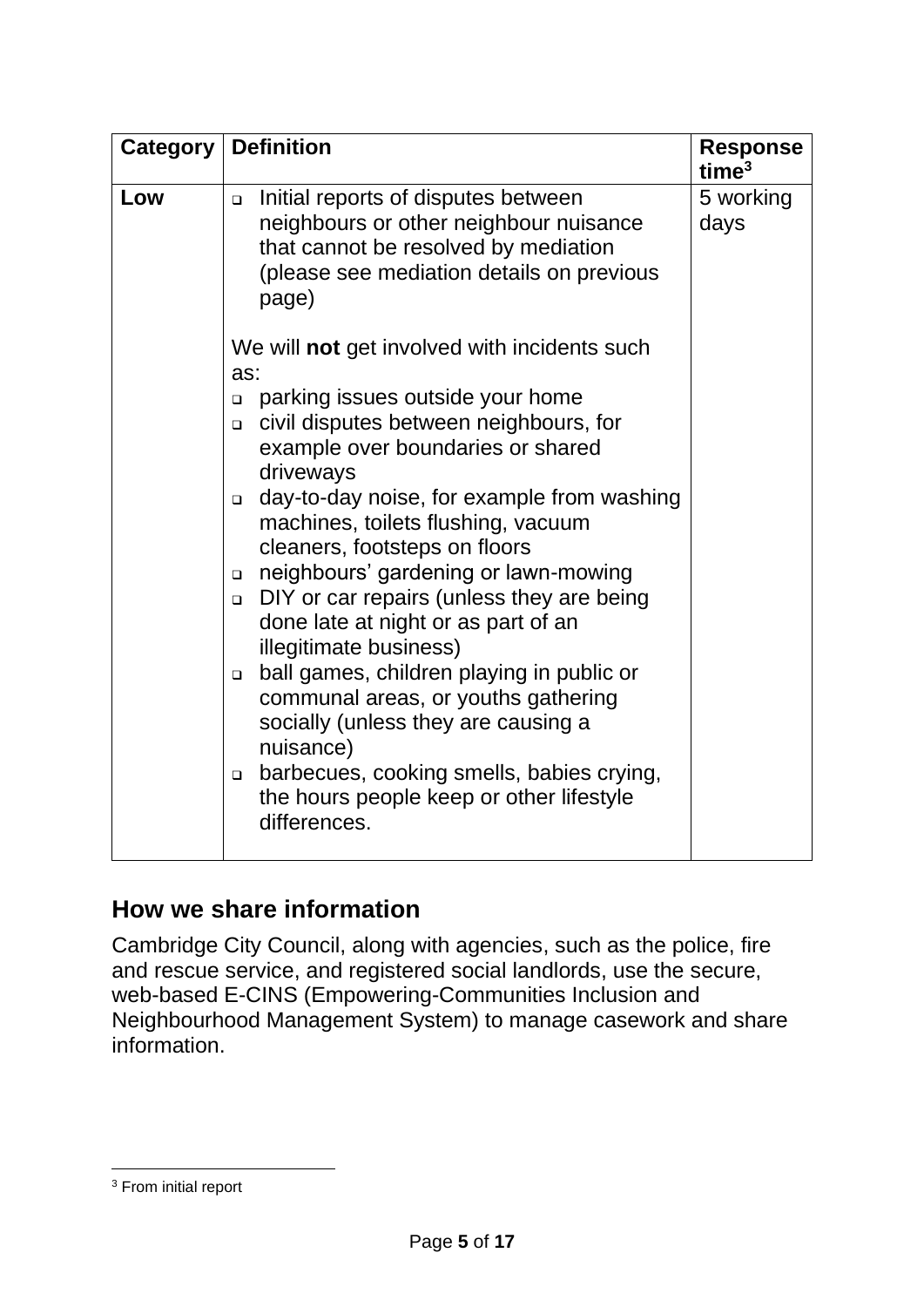| Category | Definition | Response time[3] |
|---|---|---|
| **Low** | <ul><li>Initial reports of disputes between neighbours or other neighbour nuisance that cannot be resolved by mediation (please see mediation details on previous page)</li></ul>We will **not** get involved with incidents such as:<ul><li>parking issues outside your home</li><li>civil disputes between neighbours, for example over boundaries or shared driveways</li><li>day-to-day noise, for example from washing machines, toilets flushing, vacuum cleaners, footsteps on floors</li><li>neighbours' gardening or lawn-mowing</li><li>DIY or car repairs (unless they are being done late at night or as part of an illegitimate business)</li><li>ball games, children playing in public or communal areas, or youths gathering socially (unless they are causing a nuisance)</li><li>barbecues, cooking smells, babies crying, the hours people keep or other lifestyle differences.</li></ul> | 5 working days |

## How we share information

Cambridge City Council, along with agencies, such as the police, fire and rescue service, and registered social landlords, use the secure, web-based E-CINS (Empowering-Communities Inclusion and Neighbourhood Management System) to manage casework and share information.

[3] From initial report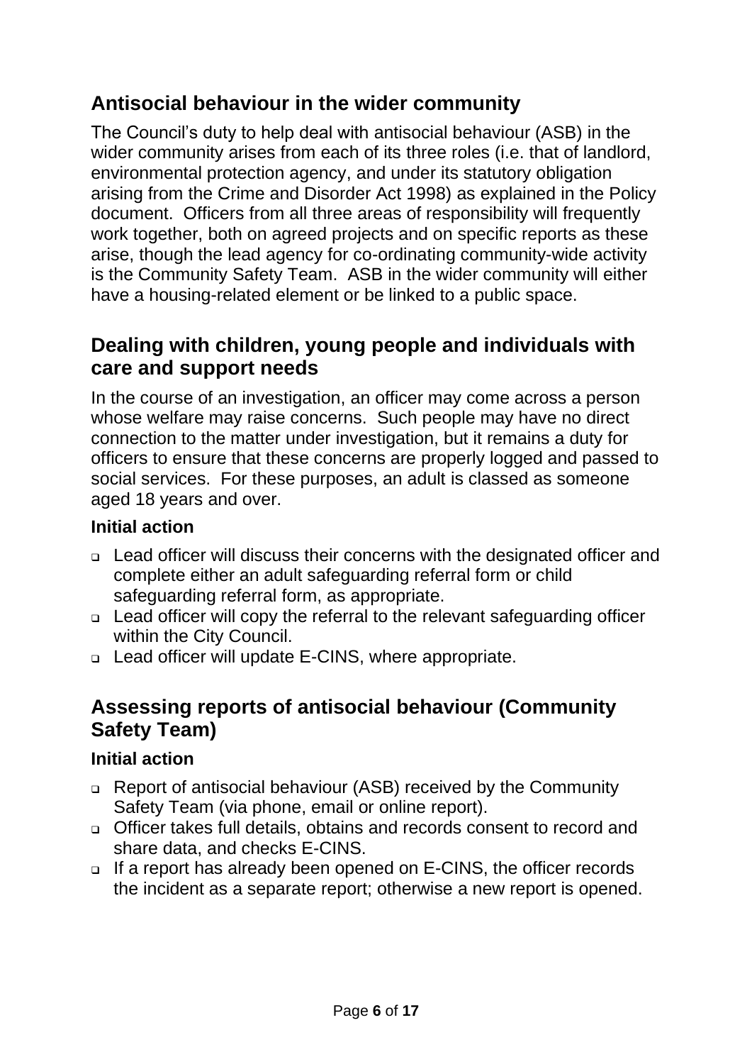## Antisocial behaviour in the wider community

The Council's duty to help deal with antisocial behaviour (ASB) in the wider community arises from each of its three roles (i.e. that of landlord, environmental protection agency, and under its statutory obligation arising from the Crime and Disorder Act 1998) as explained in the Policy document. Officers from all three areas of responsibility will frequently work together, both on agreed projects and on specific reports as these arise, though the lead agency for co-ordinating community-wide activity is the Community Safety Team. ASB in the wider community will either have a housing-related element or be linked to a public space.

## Dealing with children, young people and individuals with care and support needs

In the course of an investigation, an officer may come across a person whose welfare may raise concerns. Such people may have no direct connection to the matter under investigation, but it remains a duty for officers to ensure that these concerns are properly logged and passed to social services. For these purposes, an adult is classed as someone aged 18 years and over.

### Initial action

- Lead officer will discuss their concerns with the designated officer and complete either an adult safeguarding referral form or child safeguarding referral form, as appropriate.
- Lead officer will copy the referral to the relevant safeguarding officer within the City Council.
- Lead officer will update E-CINS, where appropriate.

## Assessing reports of antisocial behaviour (Community Safety Team)

### Initial action

- Report of antisocial behaviour (ASB) received by the Community Safety Team (via phone, email or online report).
- Officer takes full details, obtains and records consent to record and share data, and checks E-CINS.
- If a report has already been opened on E-CINS, the officer records the incident as a separate report; otherwise a new report is opened.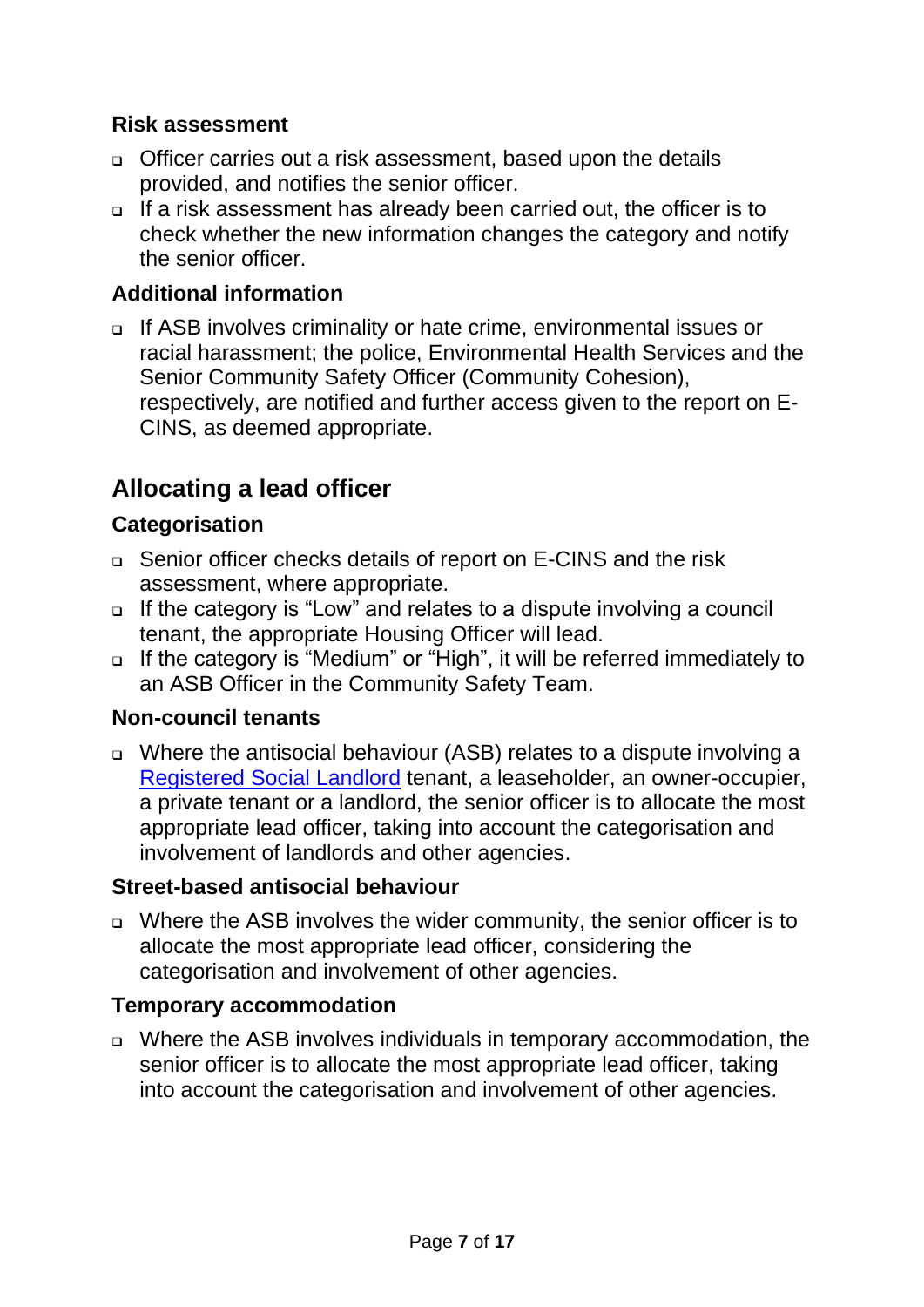### Risk assessment

- Officer carries out a risk assessment, based upon the details provided, and notifies the senior officer.
- If a risk assessment has already been carried out, the officer is to check whether the new information changes the category and notify the senior officer.

### Additional information

- If ASB involves criminality or hate crime, environmental issues or racial harassment; the police, Environmental Health Services and the Senior Community Safety Officer (Community Cohesion), respectively, are notified and further access given to the report on E-CINS, as deemed appropriate.

## Allocating a lead officer

### Categorisation

- Senior officer checks details of report on E-CINS and the risk assessment, where appropriate.
- If the category is "Low" and relates to a dispute involving a council tenant, the appropriate Housing Officer will lead.
- If the category is "Medium" or "High", it will be referred immediately to an ASB Officer in the Community Safety Team.

### Non-council tenants

- Where the antisocial behaviour (ASB) relates to a dispute involving a Registered Social Landlord tenant, a leaseholder, an owner-occupier, a private tenant or a landlord, the senior officer is to allocate the most appropriate lead officer, taking into account the categorisation and involvement of landlords and other agencies.

### Street-based antisocial behaviour

- Where the ASB involves the wider community, the senior officer is to allocate the most appropriate lead officer, considering the categorisation and involvement of other agencies.

### Temporary accommodation

- Where the ASB involves individuals in temporary accommodation, the senior officer is to allocate the most appropriate lead officer, taking into account the categorisation and involvement of other agencies.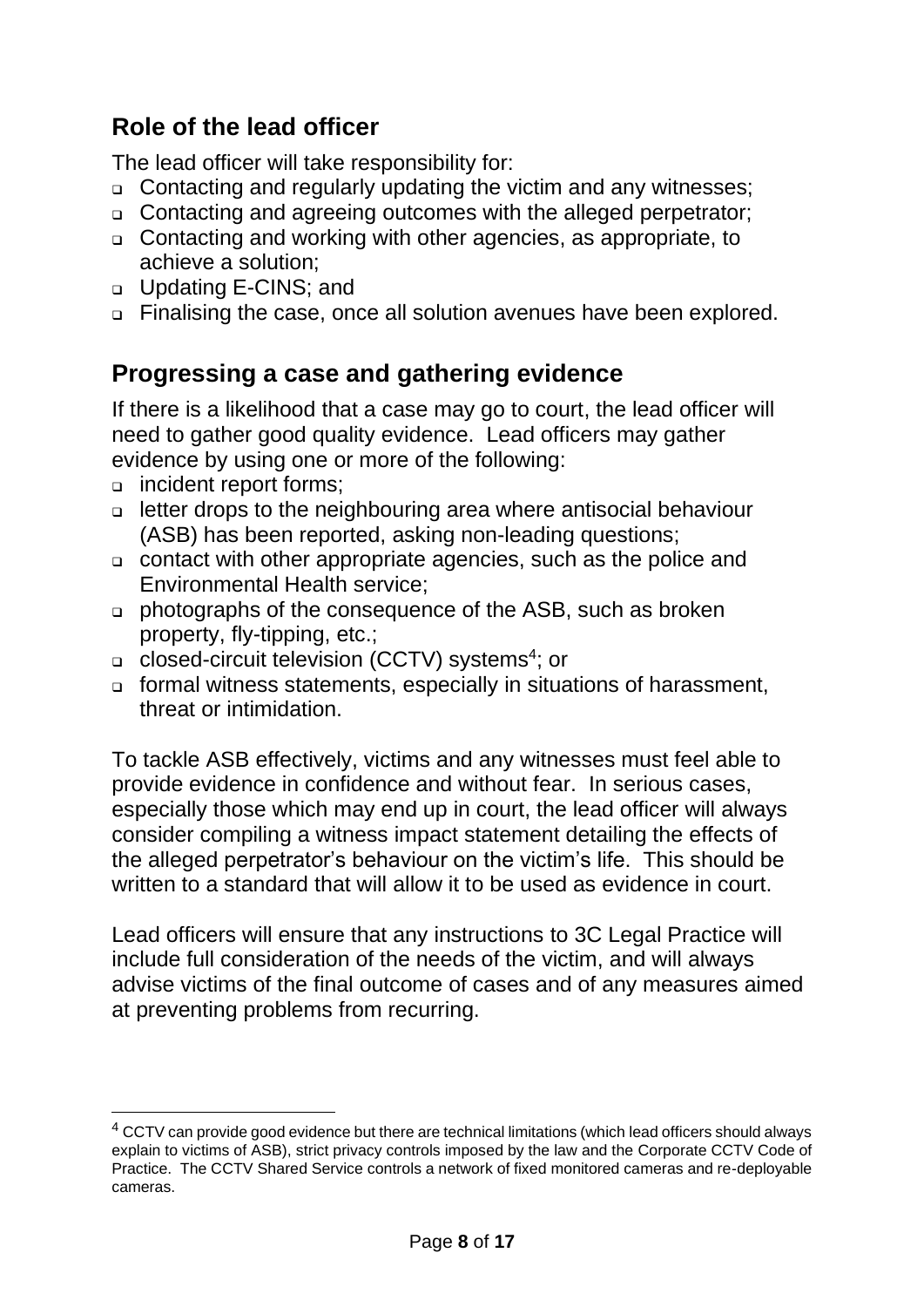## Role of the lead officer

The lead officer will take responsibility for:

- Contacting and regularly updating the victim and any witnesses;
- Contacting and agreeing outcomes with the alleged perpetrator;
- Contacting and working with other agencies, as appropriate, to achieve a solution;
- Updating E-CINS; and
- Finalising the case, once all solution avenues have been explored.

## Progressing a case and gathering evidence

If there is a likelihood that a case may go to court, the lead officer will need to gather good quality evidence. Lead officers may gather evidence by using one or more of the following:

- incident report forms;
- letter drops to the neighbouring area where antisocial behaviour (ASB) has been reported, asking non-leading questions;
- contact with other appropriate agencies, such as the police and Environmental Health service;
- photographs of the consequence of the ASB, such as broken property, fly-tipping, etc.;
- closed-circuit television (CCTV) systems[4]; or
- formal witness statements, especially in situations of harassment, threat or intimidation.

To tackle ASB effectively, victims and any witnesses must feel able to provide evidence in confidence and without fear. In serious cases, especially those which may end up in court, the lead officer will always consider compiling a witness impact statement detailing the effects of the alleged perpetrator's behaviour on the victim's life. This should be written to a standard that will allow it to be used as evidence in court.

Lead officers will ensure that any instructions to 3C Legal Practice will include full consideration of the needs of the victim, and will always advise victims of the final outcome of cases and of any measures aimed at preventing problems from recurring.

[4] CCTV can provide good evidence but there are technical limitations (which lead officers should always explain to victims of ASB), strict privacy controls imposed by the law and the Corporate CCTV Code of Practice. The CCTV Shared Service controls a network of fixed monitored cameras and re-deployable cameras.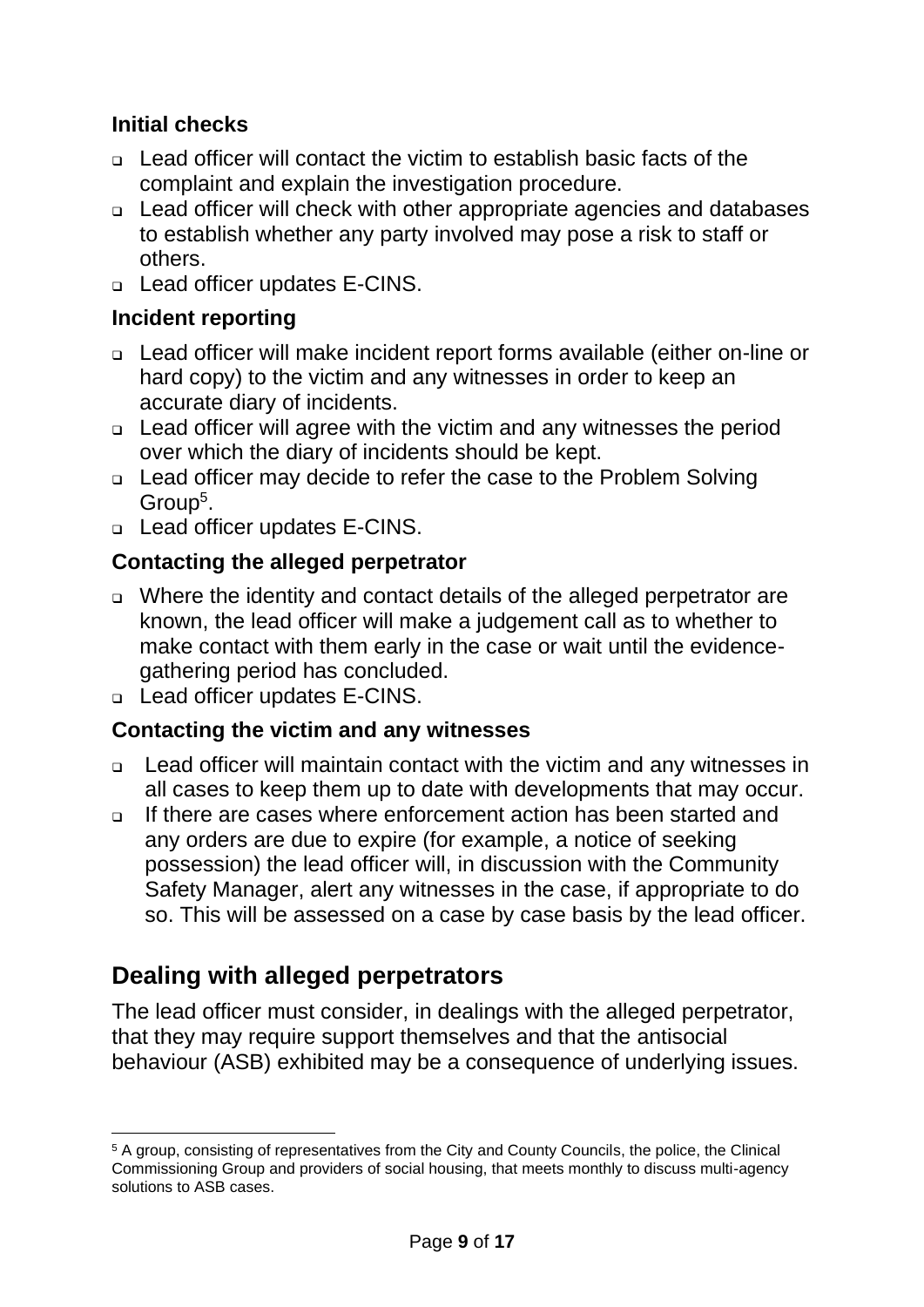### Initial checks

- Lead officer will contact the victim to establish basic facts of the complaint and explain the investigation procedure.
- Lead officer will check with other appropriate agencies and databases to establish whether any party involved may pose a risk to staff or others.
- Lead officer updates E-CINS.

### Incident reporting

- Lead officer will make incident report forms available (either on-line or hard copy) to the victim and any witnesses in order to keep an accurate diary of incidents.
- Lead officer will agree with the victim and any witnesses the period over which the diary of incidents should be kept.
- Lead officer may decide to refer the case to the Problem Solving Group[5].
- Lead officer updates E-CINS.

### Contacting the alleged perpetrator

- Where the identity and contact details of the alleged perpetrator are known, the lead officer will make a judgement call as to whether to make contact with them early in the case or wait until the evidence-gathering period has concluded.
- Lead officer updates E-CINS.

### Contacting the victim and any witnesses

- Lead officer will maintain contact with the victim and any witnesses in all cases to keep them up to date with developments that may occur.
- If there are cases where enforcement action has been started and any orders are due to expire (for example, a notice of seeking possession) the lead officer will, in discussion with the Community Safety Manager, alert any witnesses in the case, if appropriate to do so. This will be assessed on a case by case basis by the lead officer.

## Dealing with alleged perpetrators

The lead officer must consider, in dealings with the alleged perpetrator, that they may require support themselves and that the antisocial behaviour (ASB) exhibited may be a consequence of underlying issues.

---

[5] A group, consisting of representatives from the City and County Councils, the police, the Clinical Commissioning Group and providers of social housing, that meets monthly to discuss multi-agency solutions to ASB cases.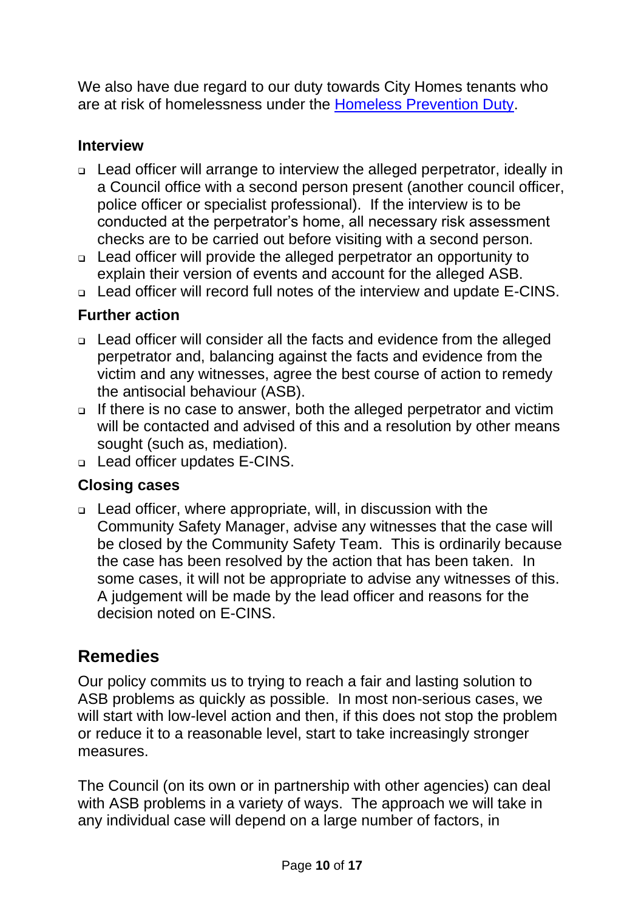We also have due regard to our duty towards City Homes tenants who are at risk of homelessness under the [Homeless Prevention Duty](#).

### Interview

- Lead officer will arrange to interview the alleged perpetrator, ideally in a Council office with a second person present (another council officer, police officer or specialist professional). If the interview is to be conducted at the perpetrator's home, all necessary risk assessment checks are to be carried out before visiting with a second person.
- Lead officer will provide the alleged perpetrator an opportunity to explain their version of events and account for the alleged ASB.
- Lead officer will record full notes of the interview and update E-CINS.

### Further action

- Lead officer will consider all the facts and evidence from the alleged perpetrator and, balancing against the facts and evidence from the victim and any witnesses, agree the best course of action to remedy the antisocial behaviour (ASB).
- If there is no case to answer, both the alleged perpetrator and victim will be contacted and advised of this and a resolution by other means sought (such as, mediation).
- Lead officer updates E-CINS.

### Closing cases

- Lead officer, where appropriate, will, in discussion with the Community Safety Manager, advise any witnesses that the case will be closed by the Community Safety Team. This is ordinarily because the case has been resolved by the action that has been taken. In some cases, it will not be appropriate to advise any witnesses of this. A judgement will be made by the lead officer and reasons for the decision noted on E-CINS.

## Remedies

Our policy commits us to trying to reach a fair and lasting solution to ASB problems as quickly as possible. In most non-serious cases, we will start with low-level action and then, if this does not stop the problem or reduce it to a reasonable level, start to take increasingly stronger measures.

The Council (on its own or in partnership with other agencies) can deal with ASB problems in a variety of ways. The approach we will take in any individual case will depend on a large number of factors, in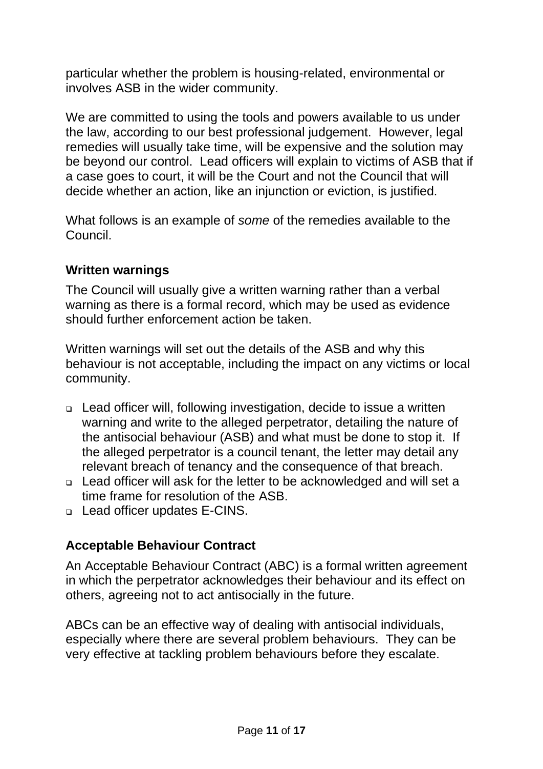particular whether the problem is housing-related, environmental or involves ASB in the wider community.

We are committed to using the tools and powers available to us under the law, according to our best professional judgement. However, legal remedies will usually take time, will be expensive and the solution may be beyond our control. Lead officers will explain to victims of ASB that if a case goes to court, it will be the Court and not the Council that will decide whether an action, like an injunction or eviction, is justified.

What follows is an example of *some* of the remedies available to the Council.

### Written warnings

The Council will usually give a written warning rather than a verbal warning as there is a formal record, which may be used as evidence should further enforcement action be taken.

Written warnings will set out the details of the ASB and why this behaviour is not acceptable, including the impact on any victims or local community.

- Lead officer will, following investigation, decide to issue a written warning and write to the alleged perpetrator, detailing the nature of the antisocial behaviour (ASB) and what must be done to stop it. If the alleged perpetrator is a council tenant, the letter may detail any relevant breach of tenancy and the consequence of that breach.
- Lead officer will ask for the letter to be acknowledged and will set a time frame for resolution of the ASB.
- Lead officer updates E-CINS.

### Acceptable Behaviour Contract

An Acceptable Behaviour Contract (ABC) is a formal written agreement in which the perpetrator acknowledges their behaviour and its effect on others, agreeing not to act antisocially in the future.

ABCs can be an effective way of dealing with antisocial individuals, especially where there are several problem behaviours. They can be very effective at tackling problem behaviours before they escalate.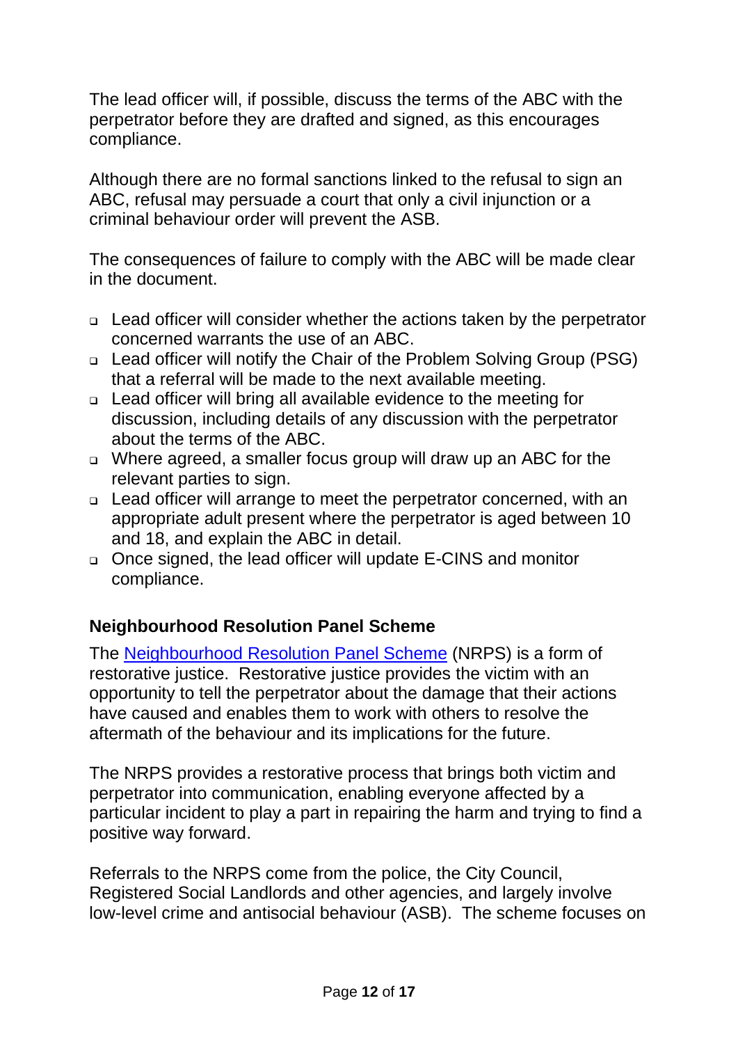The lead officer will, if possible, discuss the terms of the ABC with the perpetrator before they are drafted and signed, as this encourages compliance.

Although there are no formal sanctions linked to the refusal to sign an ABC, refusal may persuade a court that only a civil injunction or a criminal behaviour order will prevent the ASB.

The consequences of failure to comply with the ABC will be made clear in the document.

- Lead officer will consider whether the actions taken by the perpetrator concerned warrants the use of an ABC.
- Lead officer will notify the Chair of the Problem Solving Group (PSG) that a referral will be made to the next available meeting.
- Lead officer will bring all available evidence to the meeting for discussion, including details of any discussion with the perpetrator about the terms of the ABC.
- Where agreed, a smaller focus group will draw up an ABC for the relevant parties to sign.
- Lead officer will arrange to meet the perpetrator concerned, with an appropriate adult present where the perpetrator is aged between 10 and 18, and explain the ABC in detail.
- Once signed, the lead officer will update E-CINS and monitor compliance.

**Neighbourhood Resolution Panel Scheme**

The Neighbourhood Resolution Panel Scheme (NRPS) is a form of restorative justice. Restorative justice provides the victim with an opportunity to tell the perpetrator about the damage that their actions have caused and enables them to work with others to resolve the aftermath of the behaviour and its implications for the future.

The NRPS provides a restorative process that brings both victim and perpetrator into communication, enabling everyone affected by a particular incident to play a part in repairing the harm and trying to find a positive way forward.

Referrals to the NRPS come from the police, the City Council, Registered Social Landlords and other agencies, and largely involve low-level crime and antisocial behaviour (ASB). The scheme focuses on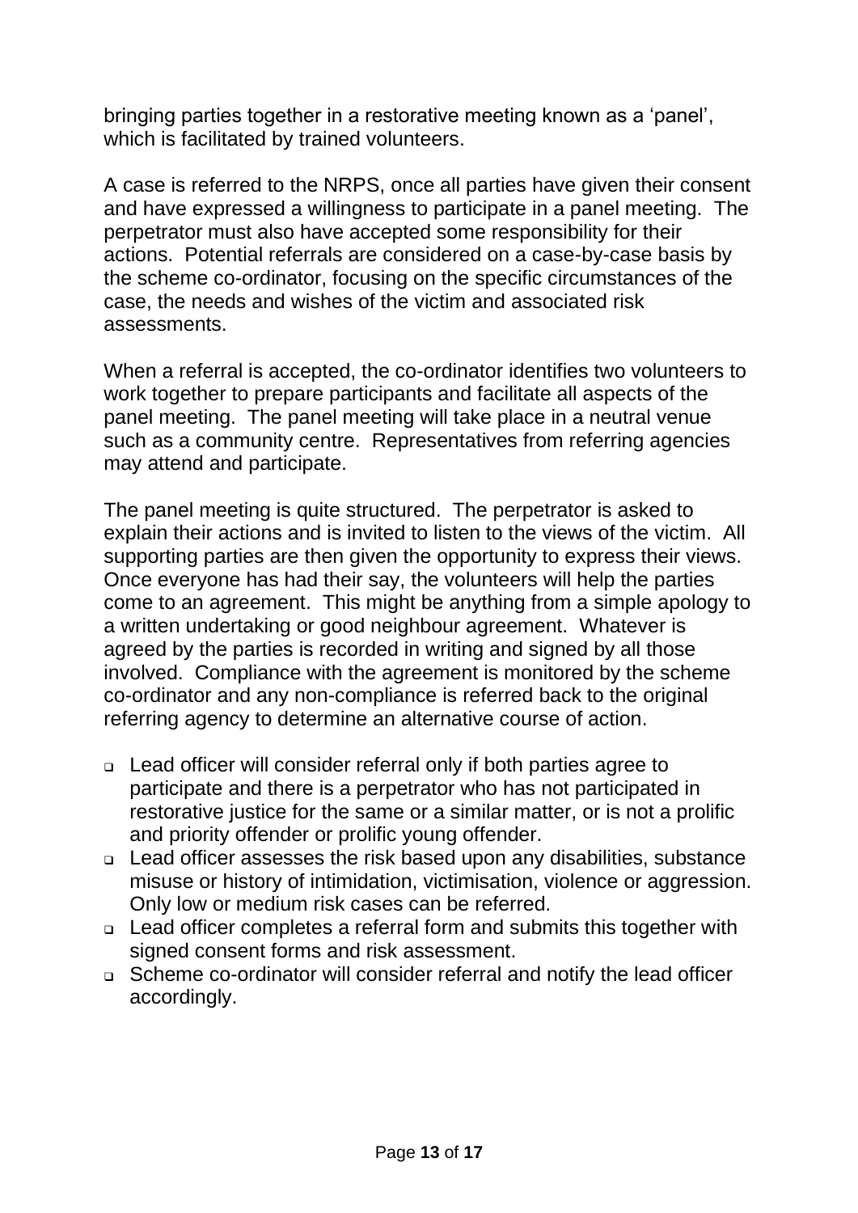bringing parties together in a restorative meeting known as a 'panel', which is facilitated by trained volunteers.

A case is referred to the NRPS, once all parties have given their consent and have expressed a willingness to participate in a panel meeting. The perpetrator must also have accepted some responsibility for their actions. Potential referrals are considered on a case-by-case basis by the scheme co-ordinator, focusing on the specific circumstances of the case, the needs and wishes of the victim and associated risk assessments.

When a referral is accepted, the co-ordinator identifies two volunteers to work together to prepare participants and facilitate all aspects of the panel meeting. The panel meeting will take place in a neutral venue such as a community centre. Representatives from referring agencies may attend and participate.

The panel meeting is quite structured. The perpetrator is asked to explain their actions and is invited to listen to the views of the victim. All supporting parties are then given the opportunity to express their views. Once everyone has had their say, the volunteers will help the parties come to an agreement. This might be anything from a simple apology to a written undertaking or good neighbour agreement. Whatever is agreed by the parties is recorded in writing and signed by all those involved. Compliance with the agreement is monitored by the scheme co-ordinator and any non-compliance is referred back to the original referring agency to determine an alternative course of action.

- Lead officer will consider referral only if both parties agree to participate and there is a perpetrator who has not participated in restorative justice for the same or a similar matter, or is not a prolific and priority offender or prolific young offender.
- Lead officer assesses the risk based upon any disabilities, substance misuse or history of intimidation, victimisation, violence or aggression. Only low or medium risk cases can be referred.
- Lead officer completes a referral form and submits this together with signed consent forms and risk assessment.
- Scheme co-ordinator will consider referral and notify the lead officer accordingly.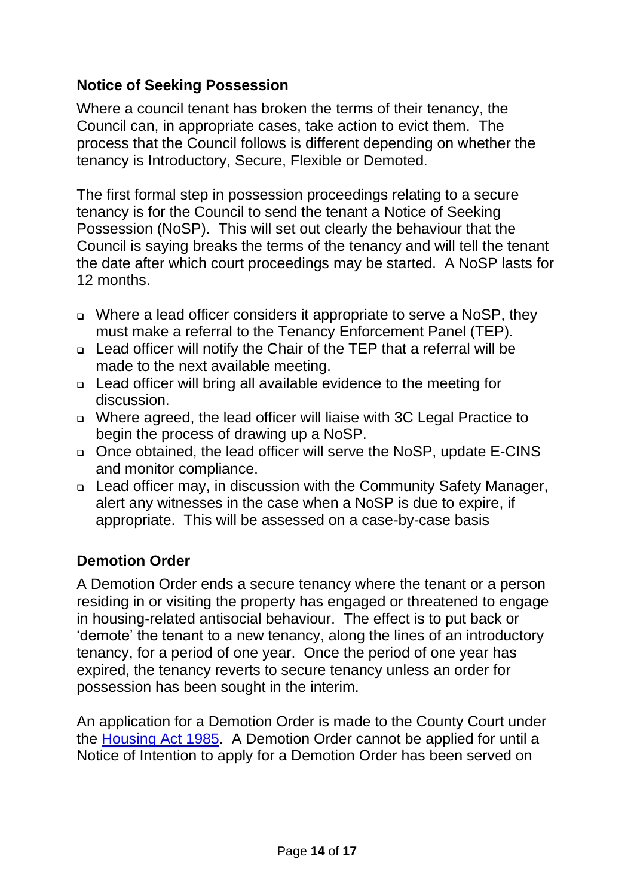## Notice of Seeking Possession

Where a council tenant has broken the terms of their tenancy, the Council can, in appropriate cases, take action to evict them. The process that the Council follows is different depending on whether the tenancy is Introductory, Secure, Flexible or Demoted.

The first formal step in possession proceedings relating to a secure tenancy is for the Council to send the tenant a Notice of Seeking Possession (NoSP). This will set out clearly the behaviour that the Council is saying breaks the terms of the tenancy and will tell the tenant the date after which court proceedings may be started. A NoSP lasts for 12 months.

- Where a lead officer considers it appropriate to serve a NoSP, they must make a referral to the Tenancy Enforcement Panel (TEP).
- Lead officer will notify the Chair of the TEP that a referral will be made to the next available meeting.
- Lead officer will bring all available evidence to the meeting for discussion.
- Where agreed, the lead officer will liaise with 3C Legal Practice to begin the process of drawing up a NoSP.
- Once obtained, the lead officer will serve the NoSP, update E-CINS and monitor compliance.
- Lead officer may, in discussion with the Community Safety Manager, alert any witnesses in the case when a NoSP is due to expire, if appropriate. This will be assessed on a case-by-case basis

## Demotion Order

A Demotion Order ends a secure tenancy where the tenant or a person residing in or visiting the property has engaged or threatened to engage in housing-related antisocial behaviour. The effect is to put back or 'demote' the tenant to a new tenancy, along the lines of an introductory tenancy, for a period of one year. Once the period of one year has expired, the tenancy reverts to secure tenancy unless an order for possession has been sought in the interim.

An application for a Demotion Order is made to the County Court under the [Housing Act 1985](). A Demotion Order cannot be applied for until a Notice of Intention to apply for a Demotion Order has been served on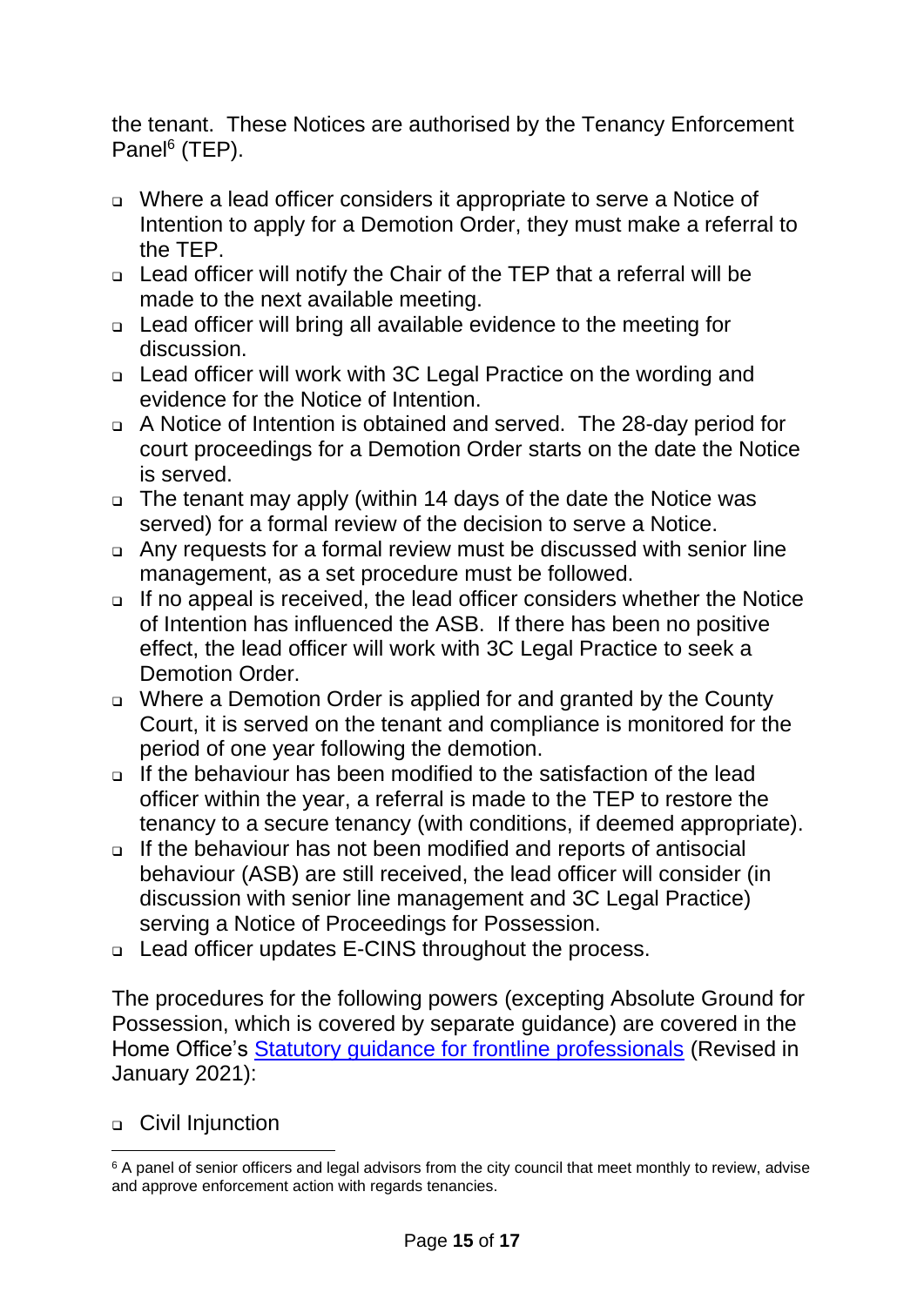the tenant. These Notices are authorised by the Tenancy Enforcement Panel[6] (TEP).

- Where a lead officer considers it appropriate to serve a Notice of Intention to apply for a Demotion Order, they must make a referral to the TEP.
- Lead officer will notify the Chair of the TEP that a referral will be made to the next available meeting.
- Lead officer will bring all available evidence to the meeting for discussion.
- Lead officer will work with 3C Legal Practice on the wording and evidence for the Notice of Intention.
- A Notice of Intention is obtained and served. The 28-day period for court proceedings for a Demotion Order starts on the date the Notice is served.
- The tenant may apply (within 14 days of the date the Notice was served) for a formal review of the decision to serve a Notice.
- Any requests for a formal review must be discussed with senior line management, as a set procedure must be followed.
- If no appeal is received, the lead officer considers whether the Notice of Intention has influenced the ASB. If there has been no positive effect, the lead officer will work with 3C Legal Practice to seek a Demotion Order.
- Where a Demotion Order is applied for and granted by the County Court, it is served on the tenant and compliance is monitored for the period of one year following the demotion.
- If the behaviour has been modified to the satisfaction of the lead officer within the year, a referral is made to the TEP to restore the tenancy to a secure tenancy (with conditions, if deemed appropriate).
- If the behaviour has not been modified and reports of antisocial behaviour (ASB) are still received, the lead officer will consider (in discussion with senior line management and 3C Legal Practice) serving a Notice of Proceedings for Possession.
- Lead officer updates E-CINS throughout the process.

The procedures for the following powers (excepting Absolute Ground for Possession, which is covered by separate guidance) are covered in the Home Office's [Statutory guidance for frontline professionals]() (Revised in January 2021):

- Civil Injunction

[6] A panel of senior officers and legal advisors from the city council that meet monthly to review, advise and approve enforcement action with regards tenancies.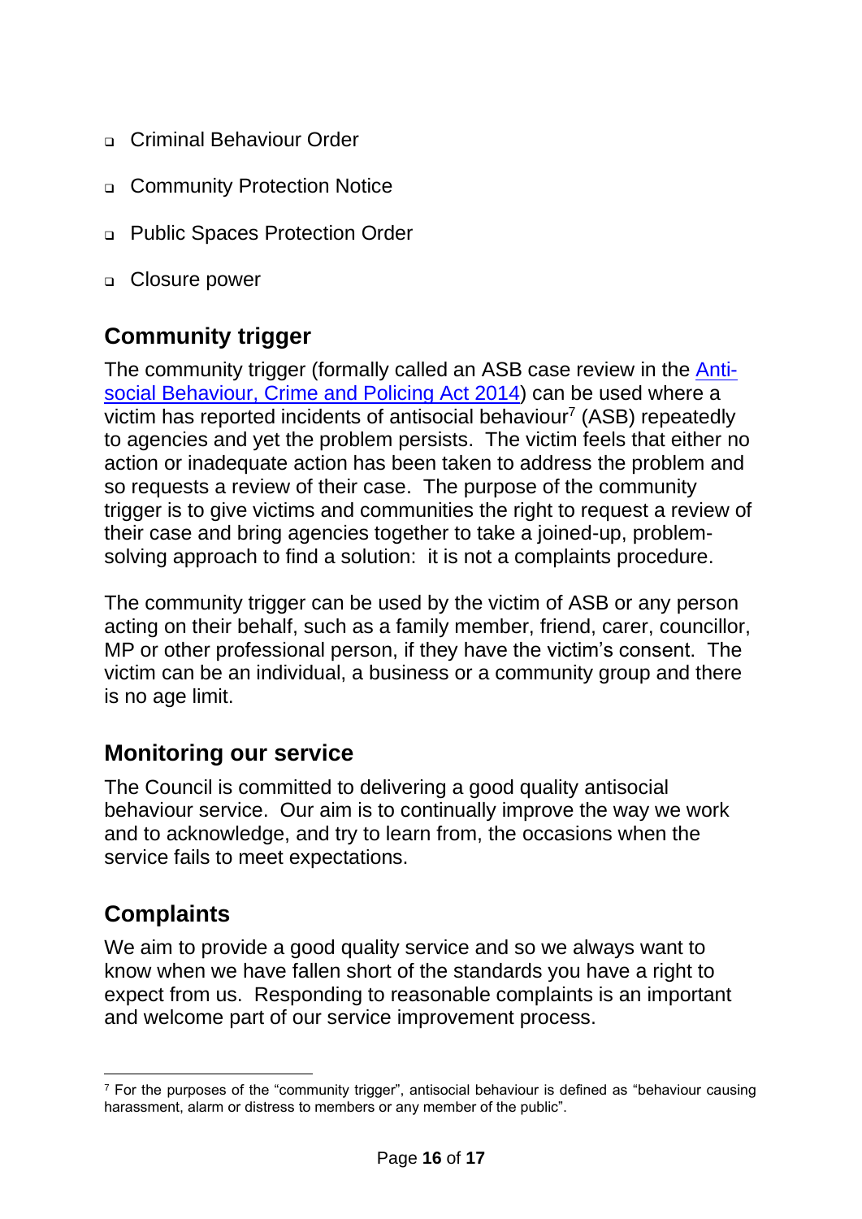- Criminal Behaviour Order
- Community Protection Notice
- Public Spaces Protection Order
- Closure power

## Community trigger

The community trigger (formally called an ASB case review in the [Anti-social Behaviour, Crime and Policing Act 2014](#)) can be used where a victim has reported incidents of antisocial behaviour[7] (ASB) repeatedly to agencies and yet the problem persists. The victim feels that either no action or inadequate action has been taken to address the problem and so requests a review of their case. The purpose of the community trigger is to give victims and communities the right to request a review of their case and bring agencies together to take a joined-up, problem-solving approach to find a solution: it is not a complaints procedure.

The community trigger can be used by the victim of ASB or any person acting on their behalf, such as a family member, friend, carer, councillor, MP or other professional person, if they have the victim's consent. The victim can be an individual, a business or a community group and there is no age limit.

## Monitoring our service

The Council is committed to delivering a good quality antisocial behaviour service. Our aim is to continually improve the way we work and to acknowledge, and try to learn from, the occasions when the service fails to meet expectations.

## Complaints

We aim to provide a good quality service and so we always want to know when we have fallen short of the standards you have a right to expect from us. Responding to reasonable complaints is an important and welcome part of our service improvement process.

---

[7] For the purposes of the "community trigger", antisocial behaviour is defined as "behaviour causing harassment, alarm or distress to members or any member of the public".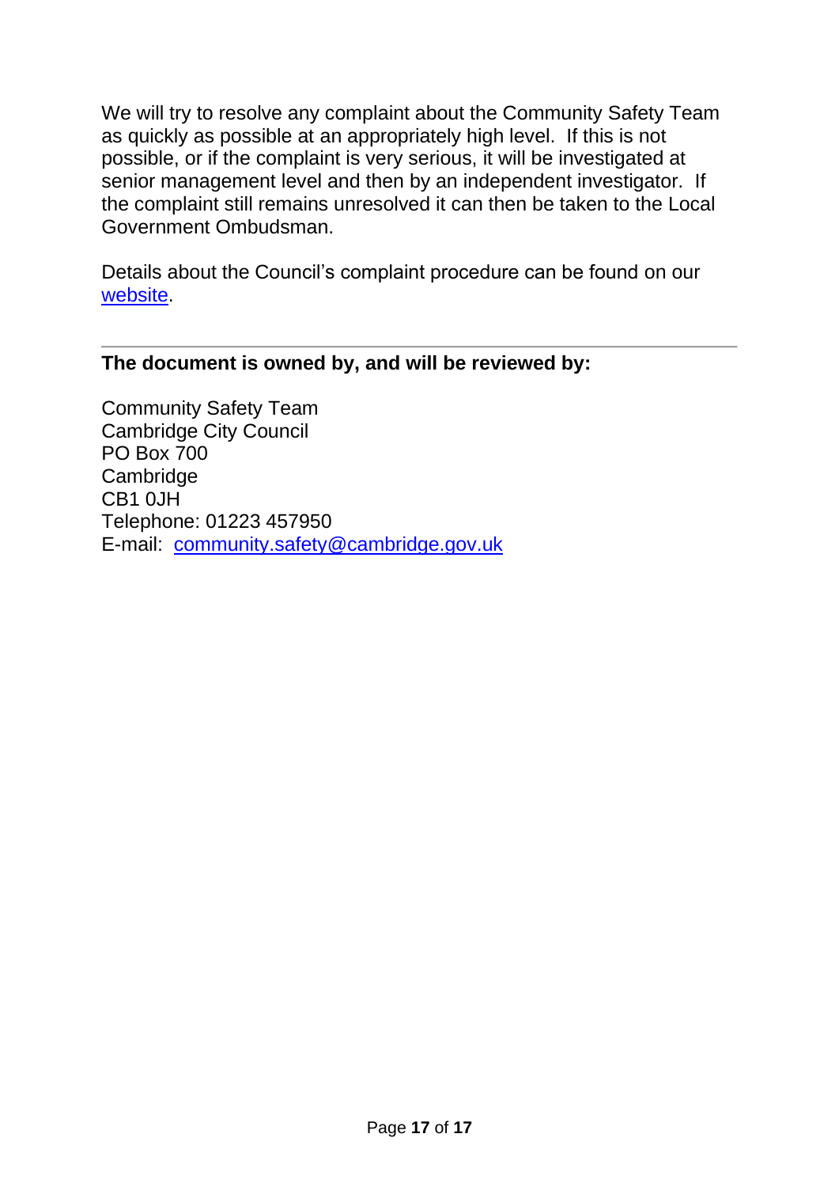We will try to resolve any complaint about the Community Safety Team as quickly as possible at an appropriately high level. If this is not possible, or if the complaint is very serious, it will be investigated at senior management level and then by an independent investigator. If the complaint still remains unresolved it can then be taken to the Local Government Ombudsman.

Details about the Council's complaint procedure can be found on our website.

---

**The document is owned by, and will be reviewed by:**

Community Safety Team  
Cambridge City Council  
PO Box 700  
Cambridge  
CB1 0JH  
Telephone: 01223 457950  
E-mail: community.safety@cambridge.gov.uk